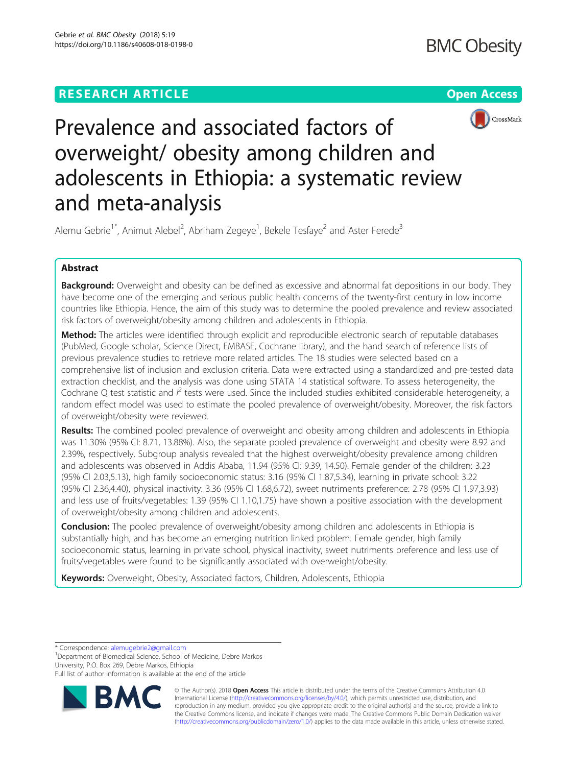RESEARCH ARTICLE

Open Access

# Prevalence and associated factors of overweight/ obesity among children and adolescents in Ethiopia: a systematic review and meta-analysis

Alemu Gebrie[1*], Animut Alebel[2], Abriham Zegeye[1], Bekele Tesfaye[2] and Aster Ferede[3]

## Abstract

**Background:** Overweight and obesity can be defined as excessive and abnormal fat depositions in our body. They have become one of the emerging and serious public health concerns of the twenty-first century in low income countries like Ethiopia. Hence, the aim of this study was to determine the pooled prevalence and review associated risk factors of overweight/obesity among children and adolescents in Ethiopia.

**Method:** The articles were identified through explicit and reproducible electronic search of reputable databases (PubMed, Google scholar, Science Direct, EMBASE, Cochrane library), and the hand search of reference lists of previous prevalence studies to retrieve more related articles. The 18 studies were selected based on a comprehensive list of inclusion and exclusion criteria. Data were extracted using a standardized and pre-tested data extraction checklist, and the analysis was done using STATA 14 statistical software. To assess heterogeneity, the Cochrane Q test statistic and $I^2$ tests were used. Since the included studies exhibited considerable heterogeneity, a random effect model was used to estimate the pooled prevalence of overweight/obesity. Moreover, the risk factors of overweight/obesity were reviewed.

**Results:** The combined pooled prevalence of overweight and obesity among children and adolescents in Ethiopia was 11.30% (95% CI: 8.71, 13.88%). Also, the separate pooled prevalence of overweight and obesity were 8.92 and 2.39%, respectively. Subgroup analysis revealed that the highest overweight/obesity prevalence among children and adolescents was observed in Addis Ababa, 11.94 (95% CI: 9.39, 14.50). Female gender of the children: 3.23 (95% CI 2.03,5.13), high family socioeconomic status: 3.16 (95% CI 1.87,5.34), learning in private school: 3.22 (95% CI 2.36,4.40), physical inactivity: 3.36 (95% CI 1.68,6.72), sweet nutriments preference: 2.78 (95% CI 1.97,3.93) and less use of fruits/vegetables: 1.39 (95% CI 1.10,1.75) have shown a positive association with the development of overweight/obesity among children and adolescents.

**Conclusion:** The pooled prevalence of overweight/obesity among children and adolescents in Ethiopia is substantially high, and has become an emerging nutrition linked problem. Female gender, high family socioeconomic status, learning in private school, physical inactivity, sweet nutriments preference and less use of fruits/vegetables were found to be significantly associated with overweight/obesity.

**Keywords:** Overweight, Obesity, Associated factors, Children, Adolescents, Ethiopia

---

\* Correspondence: alemugebrie2@gmail.com
[1]Department of Biomedical Science, School of Medicine, Debre Markos University, P.O. Box 269, Debre Markos, Ethiopia
Full list of author information is available at the end of the article

© The Author(s). 2018 **Open Access** This article is distributed under the terms of the Creative Commons Attribution 4.0 International License (http://creativecommons.org/licenses/by/4.0/), which permits unrestricted use, distribution, and reproduction in any medium, provided you give appropriate credit to the original author(s) and the source, provide a link to the Creative Commons license, and indicate if changes were made. The Creative Commons Public Domain Dedication waiver (http://creativecommons.org/publicdomain/zero/1.0/) applies to the data made available in this article, unless otherwise stated.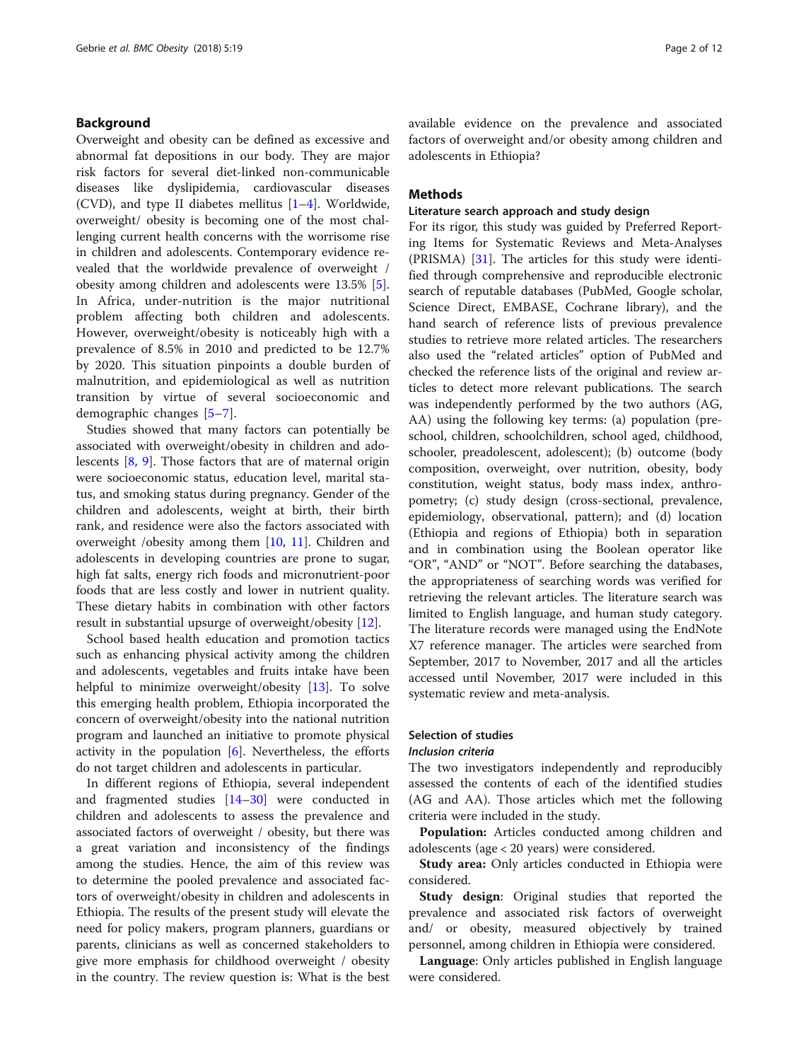## Background

Overweight and obesity can be defined as excessive and abnormal fat depositions in our body. They are major risk factors for several diet-linked non-communicable diseases like dyslipidemia, cardiovascular diseases (CVD), and type II diabetes mellitus [1–4]. Worldwide, overweight/ obesity is becoming one of the most challenging current health concerns with the worrisome rise in children and adolescents. Contemporary evidence revealed that the worldwide prevalence of overweight / obesity among children and adolescents were 13.5% [5]. In Africa, under-nutrition is the major nutritional problem affecting both children and adolescents. However, overweight/obesity is noticeably high with a prevalence of 8.5% in 2010 and predicted to be 12.7% by 2020. This situation pinpoints a double burden of malnutrition, and epidemiological as well as nutrition transition by virtue of several socioeconomic and demographic changes [5–7].

Studies showed that many factors can potentially be associated with overweight/obesity in children and adolescents [8, 9]. Those factors that are of maternal origin were socioeconomic status, education level, marital status, and smoking status during pregnancy. Gender of the children and adolescents, weight at birth, their birth rank, and residence were also the factors associated with overweight /obesity among them [10, 11]. Children and adolescents in developing countries are prone to sugar, high fat salts, energy rich foods and micronutrient-poor foods that are less costly and lower in nutrient quality. These dietary habits in combination with other factors result in substantial upsurge of overweight/obesity [12].

School based health education and promotion tactics such as enhancing physical activity among the children and adolescents, vegetables and fruits intake have been helpful to minimize overweight/obesity [13]. To solve this emerging health problem, Ethiopia incorporated the concern of overweight/obesity into the national nutrition program and launched an initiative to promote physical activity in the population [6]. Nevertheless, the efforts do not target children and adolescents in particular.

In different regions of Ethiopia, several independent and fragmented studies [14–30] were conducted in children and adolescents to assess the prevalence and associated factors of overweight / obesity, but there was a great variation and inconsistency of the findings among the studies. Hence, the aim of this review was to determine the pooled prevalence and associated factors of overweight/obesity in children and adolescents in Ethiopia. The results of the present study will elevate the need for policy makers, program planners, guardians or parents, clinicians as well as concerned stakeholders to give more emphasis for childhood overweight / obesity in the country. The review question is: What is the best available evidence on the prevalence and associated factors of overweight and/or obesity among children and adolescents in Ethiopia?

## Methods

### Literature search approach and study design

For its rigor, this study was guided by Preferred Reporting Items for Systematic Reviews and Meta-Analyses (PRISMA) [31]. The articles for this study were identified through comprehensive and reproducible electronic search of reputable databases (PubMed, Google scholar, Science Direct, EMBASE, Cochrane library), and the hand search of reference lists of previous prevalence studies to retrieve more related articles. The researchers also used the "related articles" option of PubMed and checked the reference lists of the original and review articles to detect more relevant publications. The search was independently performed by the two authors (AG, AA) using the following key terms: (a) population (preschool, children, schoolchildren, school aged, childhood, schooler, preadolescent, adolescent); (b) outcome (body composition, overweight, over nutrition, obesity, body constitution, weight status, body mass index, anthropometry; (c) study design (cross-sectional, prevalence, epidemiology, observational, pattern); and (d) location (Ethiopia and regions of Ethiopia) both in separation and in combination using the Boolean operator like "OR", "AND" or "NOT". Before searching the databases, the appropriateness of searching words was verified for retrieving the relevant articles. The literature search was limited to English language, and human study category. The literature records were managed using the EndNote X7 reference manager. The articles were searched from September, 2017 to November, 2017 and all the articles accessed until November, 2017 were included in this systematic review and meta-analysis.

### Selection of studies

#### *Inclusion criteria*

The two investigators independently and reproducibly assessed the contents of each of the identified studies (AG and AA). Those articles which met the following criteria were included in the study.

**Population:** Articles conducted among children and adolescents (age < 20 years) were considered.

**Study area:** Only articles conducted in Ethiopia were considered.

**Study design**: Original studies that reported the prevalence and associated risk factors of overweight and/ or obesity, measured objectively by trained personnel, among children in Ethiopia were considered.

**Language**: Only articles published in English language were considered.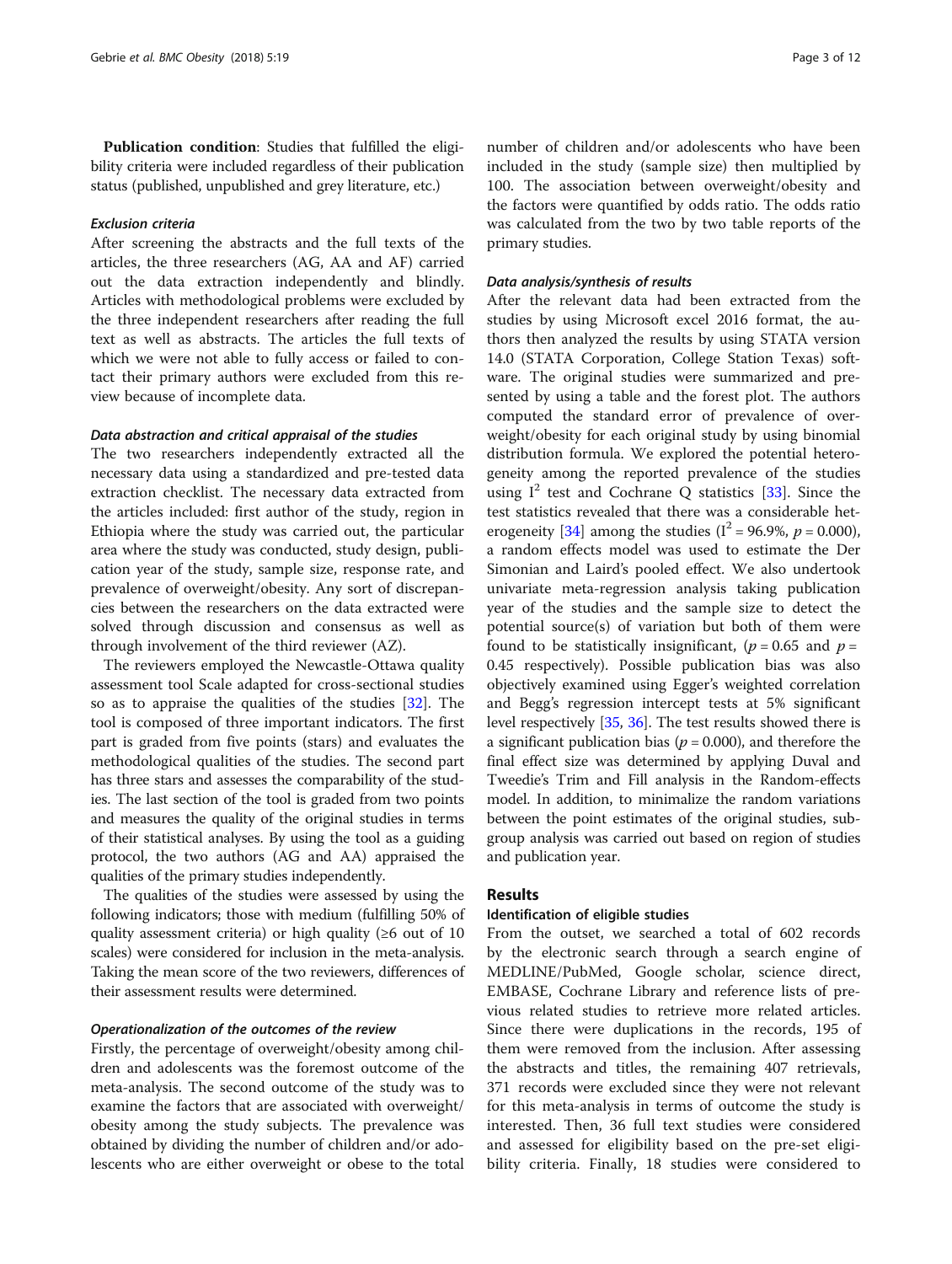**Publication condition**: Studies that fulfilled the eligibility criteria were included regardless of their publication status (published, unpublished and grey literature, etc.)

#### *Exclusion criteria*

After screening the abstracts and the full texts of the articles, the three researchers (AG, AA and AF) carried out the data extraction independently and blindly. Articles with methodological problems were excluded by the three independent researchers after reading the full text as well as abstracts. The articles the full texts of which we were not able to fully access or failed to contact their primary authors were excluded from this review because of incomplete data.

#### *Data abstraction and critical appraisal of the studies*

The two researchers independently extracted all the necessary data using a standardized and pre-tested data extraction checklist. The necessary data extracted from the articles included: first author of the study, region in Ethiopia where the study was carried out, the particular area where the study was conducted, study design, publication year of the study, sample size, response rate, and prevalence of overweight/obesity. Any sort of discrepancies between the researchers on the data extracted were solved through discussion and consensus as well as through involvement of the third reviewer (AZ).

The reviewers employed the Newcastle-Ottawa quality assessment tool Scale adapted for cross-sectional studies so as to appraise the qualities of the studies [32]. The tool is composed of three important indicators. The first part is graded from five points (stars) and evaluates the methodological qualities of the studies. The second part has three stars and assesses the comparability of the studies. The last section of the tool is graded from two points and measures the quality of the original studies in terms of their statistical analyses. By using the tool as a guiding protocol, the two authors (AG and AA) appraised the qualities of the primary studies independently.

The qualities of the studies were assessed by using the following indicators; those with medium (fulfilling 50% of quality assessment criteria) or high quality (≥6 out of 10 scales) were considered for inclusion in the meta-analysis. Taking the mean score of the two reviewers, differences of their assessment results were determined.

#### *Operationalization of the outcomes of the review*

Firstly, the percentage of overweight/obesity among children and adolescents was the foremost outcome of the meta-analysis. The second outcome of the study was to examine the factors that are associated with overweight/obesity among the study subjects. The prevalence was obtained by dividing the number of children and/or adolescents who are either overweight or obese to the total number of children and/or adolescents who have been included in the study (sample size) then multiplied by 100. The association between overweight/obesity and the factors were quantified by odds ratio. The odds ratio was calculated from the two by two table reports of the primary studies.

#### *Data analysis/synthesis of results*

After the relevant data had been extracted from the studies by using Microsoft excel 2016 format, the authors then analyzed the results by using STATA version 14.0 (STATA Corporation, College Station Texas) software. The original studies were summarized and presented by using a table and the forest plot. The authors computed the standard error of prevalence of overweight/obesity for each original study by using binomial distribution formula. We explored the potential heterogeneity among the reported prevalence of the studies using $I^2$ test and Cochrane Q statistics [33]. Since the test statistics revealed that there was a considerable heterogeneity [34] among the studies ($I^2 = 96.9\%$, $p = 0.000$), a random effects model was used to estimate the Der Simonian and Laird's pooled effect. We also undertook univariate meta-regression analysis taking publication year of the studies and the sample size to detect the potential source(s) of variation but both of them were found to be statistically insignificant, ($p = 0.65$ and $p = 0.45$ respectively). Possible publication bias was also objectively examined using Egger's weighted correlation and Begg's regression intercept tests at 5% significant level respectively [35, 36]. The test results showed there is a significant publication bias ($p = 0.000$), and therefore the final effect size was determined by applying Duval and Tweedie's Trim and Fill analysis in the Random-effects model. In addition, to minimalize the random variations between the point estimates of the original studies, subgroup analysis was carried out based on region of studies and publication year.

## Results

### Identification of eligible studies

From the outset, we searched a total of 602 records by the electronic search through a search engine of MEDLINE/PubMed, Google scholar, science direct, EMBASE, Cochrane Library and reference lists of previous related studies to retrieve more related articles. Since there were duplications in the records, 195 of them were removed from the inclusion. After assessing the abstracts and titles, the remaining 407 retrievals, 371 records were excluded since they were not relevant for this meta-analysis in terms of outcome the study is interested. Then, 36 full text studies were considered and assessed for eligibility based on the pre-set eligibility criteria. Finally, 18 studies were considered to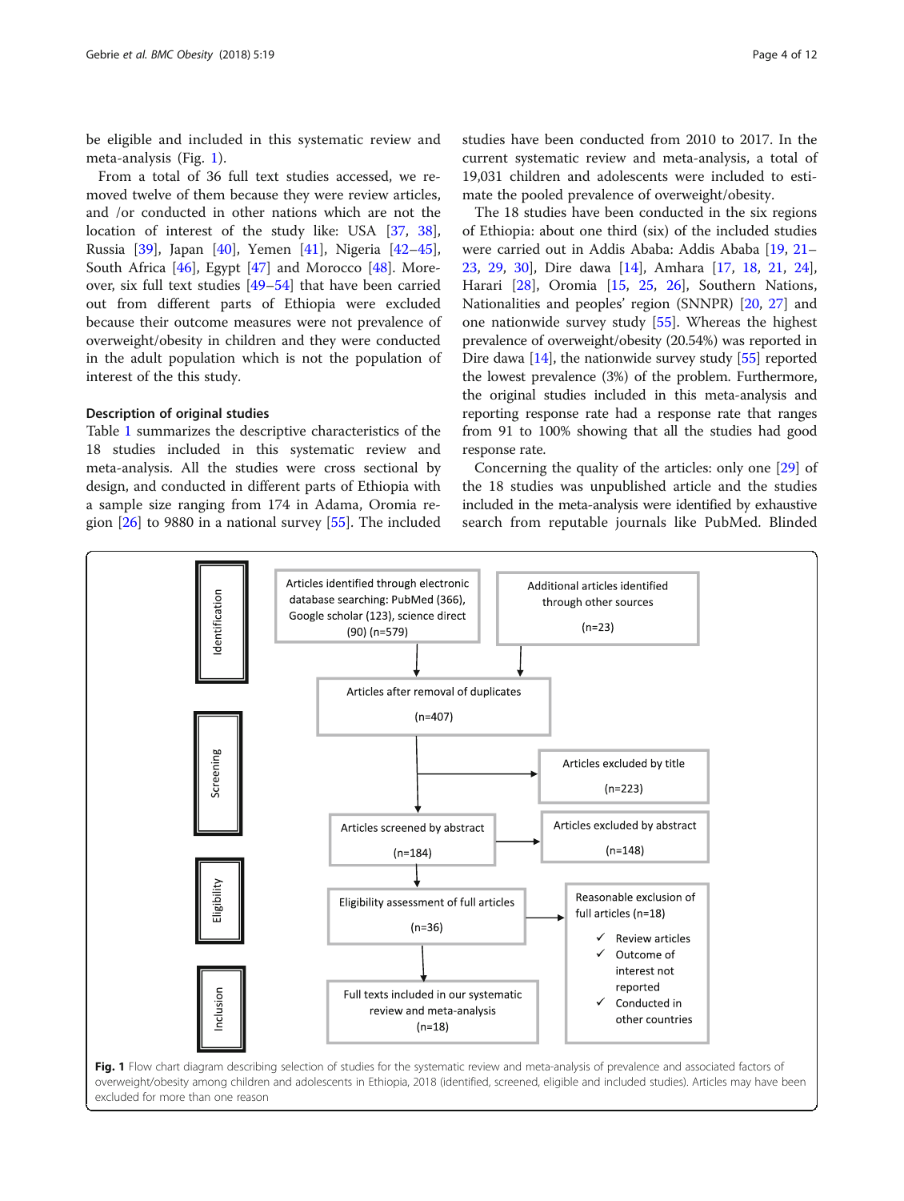be eligible and included in this systematic review and meta-analysis (Fig. 1).

From a total of 36 full text studies accessed, we removed twelve of them because they were review articles, and /or conducted in other nations which are not the location of interest of the study like: USA [37, 38], Russia [39], Japan [40], Yemen [41], Nigeria [42–45], South Africa [46], Egypt [47] and Morocco [48]. Moreover, six full text studies [49–54] that have been carried out from different parts of Ethiopia were excluded because their outcome measures were not prevalence of overweight/obesity in children and they were conducted in the adult population which is not the population of interest of the this study.

### Description of original studies

Table 1 summarizes the descriptive characteristics of the 18 studies included in this systematic review and meta-analysis. All the studies were cross sectional by design, and conducted in different parts of Ethiopia with a sample size ranging from 174 in Adama, Oromia region [26] to 9880 in a national survey [55]. The included studies have been conducted from 2010 to 2017. In the current systematic review and meta-analysis, a total of 19,031 children and adolescents were included to estimate the pooled prevalence of overweight/obesity.

The 18 studies have been conducted in the six regions of Ethiopia: about one third (six) of the included studies were carried out in Addis Ababa: Addis Ababa [19, 21–23, 29, 30], Dire dawa [14], Amhara [17, 18, 21, 24], Harari [28], Oromia [15, 25, 26], Southern Nations, Nationalities and peoples' region (SNNPR) [20, 27] and one nationwide survey study [55]. Whereas the highest prevalence of overweight/obesity (20.54%) was reported in Dire dawa [14], the nationwide survey study [55] reported the lowest prevalence (3%) of the problem. Furthermore, the original studies included in this meta-analysis and reporting response rate had a response rate that ranges from 91 to 100% showing that all the studies had good response rate.

Concerning the quality of the articles: only one [29] of the 18 studies was unpublished article and the studies included in the meta-analysis were identified by exhaustive search from reputable journals like PubMed. Blinded

| Stage | Main flow | Side boxes |
|---|---|---|
| Identification | Articles identified through electronic database searching: PubMed (366), Google scholar (123), science direct (90) (n=579) | Additional articles identified through other sources (n=23) |
| | Articles after removal of duplicates (n=407) | |
| Screening | | Articles excluded by title (n=223) |
| | Articles screened by abstract (n=184) | Articles excluded by abstract (n=148) |
| Eligibility | Eligibility assessment of full articles (n=36) | Reasonable exclusion of full articles (n=18): ✓ Review articles; ✓ Outcome of interest not reported; ✓ Conducted in other countries |
| Inclusion | Full texts included in our systematic review and meta-analysis (n=18) | |

**Fig. 1** Flow chart diagram describing selection of studies for the systematic review and meta-analysis of prevalence and associated factors of overweight/obesity among children and adolescents in Ethiopia, 2018 (identified, screened, eligible and included studies). Articles may have been excluded for more than one reason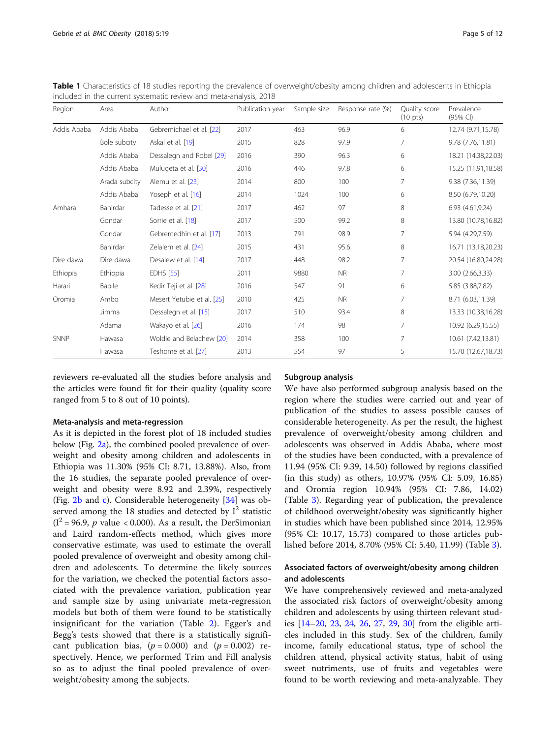**Table 1** Characteristics of 18 studies reporting the prevalence of overweight/obesity among children and adolescents in Ethiopia included in the current systematic review and meta-analysis, 2018

| Region | Area | Author | Publication year | Sample size | Response rate (%) | Quality score (10 pts) | Prevalence (95% CI) |
|---|---|---|---|---|---|---|---|
| Addis Ababa | Addis Ababa | Gebremichael et al. [22] | 2017 | 463 | 96.9 | 6 | 12.74 (9.71,15.78) |
| | Bole subcity | Askal et al. [19] | 2015 | 828 | 97.9 | 7 | 9.78 (7.76,11.81) |
| | Addis Ababa | Dessalegn and Robel [29] | 2016 | 390 | 96.3 | 6 | 18.21 (14.38,22.03) |
| | Addis Ababa | Mulugeta et al. [30] | 2016 | 446 | 97.8 | 6 | 15.25 (11.91,18.58) |
| | Arada subcity | Alemu et al. [23] | 2014 | 800 | 100 | 7 | 9.38 (7.36,11.39) |
| | Addis Ababa | Yoseph et al. [16] | 2014 | 1024 | 100 | 6 | 8.50 (6.79,10.20) |
| Amhara | Bahirdar | Tadesse et al. [21] | 2017 | 462 | 97 | 8 | 6.93 (4.61,9.24) |
| | Gondar | Sorrie et al. [18] | 2017 | 500 | 99.2 | 8 | 13.80 (10.78,16.82) |
| | Gondar | Gebremedhin et al. [17] | 2013 | 791 | 98.9 | 7 | 5.94 (4.29,7.59) |
| | Bahirdar | Zelalem et al. [24] | 2015 | 431 | 95.6 | 8 | 16.71 (13.18,20.23) |
| Dire dawa | Dire dawa | Desalew et al. [14] | 2017 | 448 | 98.2 | 7 | 20.54 (16.80,24.28) |
| Ethiopia | Ethiopia | EDHS [55] | 2011 | 9880 | NR | 7 | 3.00 (2.66,3.33) |
| Harari | Babile | Kedir Teji et al. [28] | 2016 | 547 | 91 | 6 | 5.85 (3.88,7.82) |
| Oromia | Ambo | Mesert Yetubie et al. [25] | 2010 | 425 | NR | 7 | 8.71 (6.03,11.39) |
| | Jimma | Dessalegn et al. [15] | 2017 | 510 | 93.4 | 8 | 13.33 (10.38,16.28) |
| | Adama | Wakayo et al. [26] | 2016 | 174 | 98 | 7 | 10.92 (6.29,15.55) |
| SNNP | Hawasa | Woldie and Belachew [20] | 2014 | 358 | 100 | 7 | 10.61 (7.42,13.81) |
| | Hawasa | Teshome et al. [27] | 2013 | 554 | 97 | 5 | 15.70 (12.67,18.73) |

reviewers re-evaluated all the studies before analysis and the articles were found fit for their quality (quality score ranged from 5 to 8 out of 10 points).

#### Meta-analysis and meta-regression

As it is depicted in the forest plot of 18 included studies below (Fig. 2a), the combined pooled prevalence of overweight and obesity among children and adolescents in Ethiopia was 11.30% (95% CI: 8.71, 13.88%). Also, from the 16 studies, the separate pooled prevalence of overweight and obesity were 8.92 and 2.39%, respectively (Fig. 2b and c). Considerable heterogeneity [34] was observed among the 18 studies and detected by $I^2$ statistic ($I^2 = 96.9$, $p$ value $< 0.000$). As a result, the DerSimonian and Laird random-effects method, which gives more conservative estimate, was used to estimate the overall pooled prevalence of overweight and obesity among children and adolescents. To determine the likely sources for the variation, we checked the potential factors associated with the prevalence variation, publication year and sample size by using univariate meta-regression models but both of them were found to be statistically insignificant for the variation (Table 2). Egger's and Begg's tests showed that there is a statistically significant publication bias, ($p = 0.000$) and ($p = 0.002$) respectively. Hence, we performed Trim and Fill analysis so as to adjust the final pooled prevalence of overweight/obesity among the subjects.

#### Subgroup analysis

We have also performed subgroup analysis based on the region where the studies were carried out and year of publication of the studies to assess possible causes of considerable heterogeneity. As per the result, the highest prevalence of overweight/obesity among children and adolescents was observed in Addis Ababa, where most of the studies have been conducted, with a prevalence of 11.94 (95% CI: 9.39, 14.50) followed by regions classified (in this study) as others, 10.97% (95% CI: 5.09, 16.85) and Oromia region 10.94% (95% CI: 7.86, 14.02) (Table 3). Regarding year of publication, the prevalence of childhood overweight/obesity was significantly higher in studies which have been published since 2014, 12.95% (95% CI: 10.17, 15.73) compared to those articles published before 2014, 8.70% (95% CI: 5.40, 11.99) (Table 3).

### Associated factors of overweight/obesity among children and adolescents

We have comprehensively reviewed and meta-analyzed the associated risk factors of overweight/obesity among children and adolescents by using thirteen relevant studies [14–20, 23, 24, 26, 27, 29, 30] from the eligible articles included in this study. Sex of the children, family income, family educational status, type of school the children attend, physical activity status, habit of using sweet nutriments, use of fruits and vegetables were found to be worth reviewing and meta-analyzable. They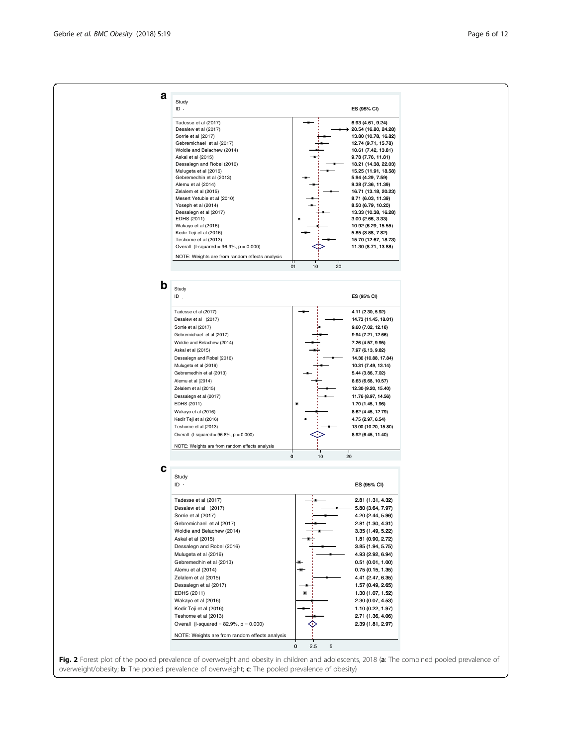**a**

| Study ID | ES (95% CI) |
| --- | --- |
| Tadesse et al (2017) | 6.93 (4.61, 9.24) |
| Desalew et al (2017) | 20.54 (16.80, 24.28) |
| Sorrie et al (2017) | 13.80 (10.78, 16.82) |
| Gebremichael et al (2017) | 12.74 (9.71, 15.78) |
| Woldie and Belachew (2014) | 10.61 (7.42, 13.81) |
| Askal et al (2015) | 9.78 (7.76, 11.81) |
| Dessalegn and Robel (2016) | 18.21 (14.38, 22.03) |
| Mulugeta et al (2016) | 15.25 (11.91, 18.58) |
| Gebremedhin et al (2013) | 5.94 (4.29, 7.59) |
| Alemu et al (2014) | 9.38 (7.36, 11.39) |
| Zelalem et al (2015) | 16.71 (13.18, 20.23) |
| Mesert Yetubie et al (2010) | 8.71 (6.03, 11.39) |
| Yoseph et al (2014) | 8.50 (6.79, 10.20) |
| Dessalegn et al (2017) | 13.33 (10.38, 16.28) |
| EDHS (2011) | 3.00 (2.66, 3.33) |
| Wakayo et al (2016) | 10.92 (6.29, 15.55) |
| Kedir Teji et al (2016) | 5.85 (3.88, 7.82) |
| Teshome et al (2013) | 15.70 (12.67, 18.73) |
| Overall (I-squared = 96.9%, p = 0.000) | 11.30 (8.71, 13.88) |

NOTE: Weights are from random effects analysis

**b**

| Study ID | ES (95% CI) |
| --- | --- |
| Tadesse et al (2017) | 4.11 (2.30, 5.92) |
| Desalew et al (2017) | 14.73 (11.45, 18.01) |
| Sorrie et al (2017) | 9.60 (7.02, 12.18) |
| Gebremichael et al (2017) | 9.94 (7.21, 12.66) |
| Woldie and Belachew (2014) | 7.26 (4.57, 9.95) |
| Askal et al (2015) | 7.97 (6.13, 9.82) |
| Dessalegn and Robel (2016) | 14.36 (10.88, 17.84) |
| Mulugeta et al (2016) | 10.31 (7.49, 13.14) |
| Gebremedhin et al (2013) | 5.44 (3.86, 7.02) |
| Alemu et al (2014) | 8.63 (6.68, 10.57) |
| Zelalem et al (2015) | 12.30 (9.20, 15.40) |
| Dessalegn et al (2017) | 11.76 (8.97, 14.56) |
| EDHS (2011) | 1.70 (1.45, 1.96) |
| Wakayo et al (2016) | 8.62 (4.45, 12.79) |
| Kedir Teji et al (2016) | 4.75 (2.97, 6.54) |
| Teshome et al (2013) | 13.00 (10.20, 15.80) |
| Overall (I-squared = 96.8%, p = 0.000) | 8.92 (6.45, 11.40) |

NOTE: Weights are from random effects analysis

**c**

| Study ID | ES (95% CI) |
| --- | --- |
| Tadesse et al (2017) | 2.81 (1.31, 4.32) |
| Desalew et al (2017) | 5.80 (3.64, 7.97) |
| Sorrie et al (2017) | 4.20 (2.44, 5.96) |
| Gebremichael et al (2017) | 2.81 (1.30, 4.31) |
| Woldie and Belachew (2014) | 3.35 (1.49, 5.22) |
| Askal et al (2015) | 1.81 (0.90, 2.72) |
| Dessalegn and Robel (2016) | 3.85 (1.94, 5.75) |
| Mulugeta et al (2016) | 4.93 (2.92, 6.94) |
| Gebremedhin et al (2013) | 0.51 (0.01, 1.00) |
| Alemu et al (2014) | 0.75 (0.15, 1.35) |
| Zelalem et al (2015) | 4.41 (2.47, 6.35) |
| Dessalegn et al (2017) | 1.57 (0.49, 2.65) |
| EDHS (2011) | 1.30 (1.07, 1.52) |
| Wakayo et al (2016) | 2.30 (0.07, 4.53) |
| Kedir Teji et al (2016) | 1.10 (0.22, 1.97) |
| Teshome et al (2013) | 2.71 (1.36, 4.06) |
| Overall (I-squared = 82.9%, p = 0.000) | 2.39 (1.81, 2.97) |

NOTE: Weights are from random effects analysis

**Fig. 2** Forest plot of the pooled prevalence of overweight and obesity in children and adolescents, 2018 (**a**: The combined pooled prevalence of overweight/obesity; **b**: The pooled prevalence of overweight; **c**: The pooled prevalence of obesity)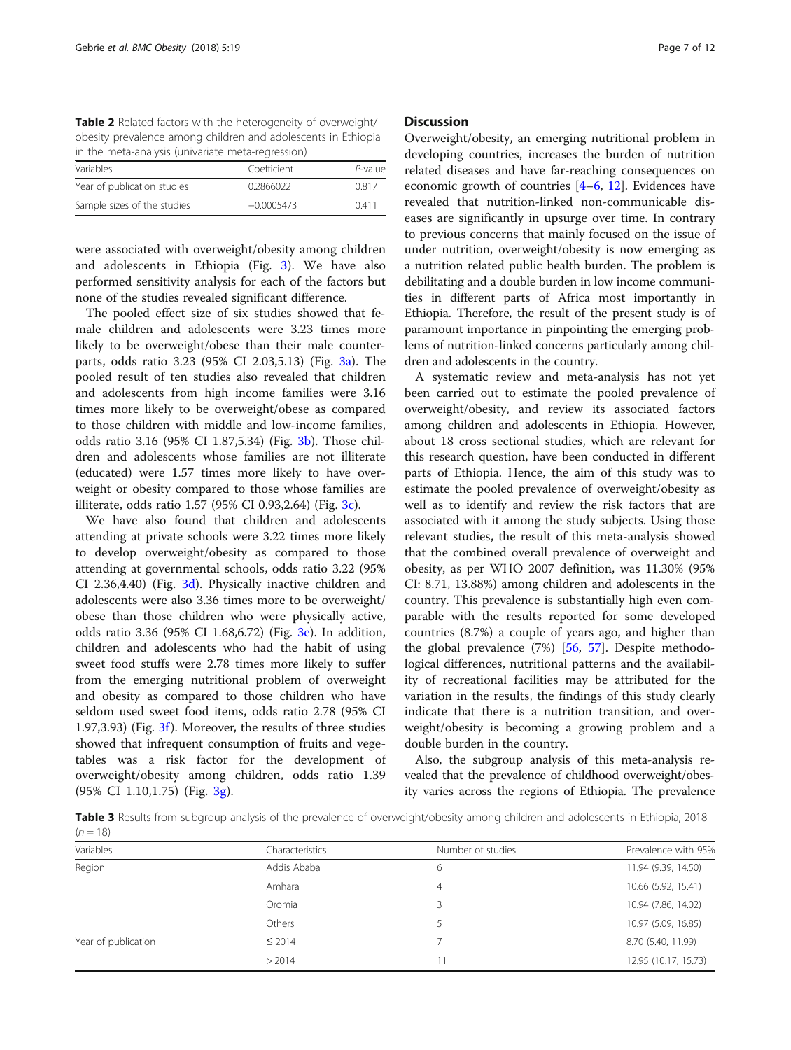**Table 2** Related factors with the heterogeneity of overweight/obesity prevalence among children and adolescents in Ethiopia in the meta-analysis (univariate meta-regression)

| Variables | Coefficient | *P*-value |
| --- | --- | --- |
| Year of publication studies | 0.2866022 | 0.817 |
| Sample sizes of the studies | −0.0005473 | 0.411 |

were associated with overweight/obesity among children and adolescents in Ethiopia (Fig. 3). We have also performed sensitivity analysis for each of the factors but none of the studies revealed significant difference.

The pooled effect size of six studies showed that female children and adolescents were 3.23 times more likely to be overweight/obese than their male counterparts, odds ratio 3.23 (95% CI 2.03,5.13) (Fig. 3a). The pooled result of ten studies also revealed that children and adolescents from high income families were 3.16 times more likely to be overweight/obese as compared to those children with middle and low-income families, odds ratio 3.16 (95% CI 1.87,5.34) (Fig. 3b). Those children and adolescents whose families are not illiterate (educated) were 1.57 times more likely to have overweight or obesity compared to those whose families are illiterate, odds ratio 1.57 (95% CI 0.93,2.64) (Fig. 3c).

We have also found that children and adolescents attending at private schools were 3.22 times more likely to develop overweight/obesity as compared to those attending at governmental schools, odds ratio 3.22 (95% CI 2.36,4.40) (Fig. 3d). Physically inactive children and adolescents were also 3.36 times more to be overweight/obese than those children who were physically active, odds ratio 3.36 (95% CI 1.68,6.72) (Fig. 3e). In addition, children and adolescents who had the habit of using sweet food stuffs were 2.78 times more likely to suffer from the emerging nutritional problem of overweight and obesity as compared to those children who have seldom used sweet food items, odds ratio 2.78 (95% CI 1.97,3.93) (Fig. 3f). Moreover, the results of three studies showed that infrequent consumption of fruits and vegetables was a risk factor for the development of overweight/obesity among children, odds ratio 1.39 (95% CI 1.10,1.75) (Fig. 3g).

## Discussion

Overweight/obesity, an emerging nutritional problem in developing countries, increases the burden of nutrition related diseases and have far-reaching consequences on economic growth of countries [4–6, 12]. Evidences have revealed that nutrition-linked non-communicable diseases are significantly in upsurge over time. In contrary to previous concerns that mainly focused on the issue of under nutrition, overweight/obesity is now emerging as a nutrition related public health burden. The problem is debilitating and a double burden in low income communities in different parts of Africa most importantly in Ethiopia. Therefore, the result of the present study is of paramount importance in pinpointing the emerging problems of nutrition-linked concerns particularly among children and adolescents in the country.

A systematic review and meta-analysis has not yet been carried out to estimate the pooled prevalence of overweight/obesity, and review its associated factors among children and adolescents in Ethiopia. However, about 18 cross sectional studies, which are relevant for this research question, have been conducted in different parts of Ethiopia. Hence, the aim of this study was to estimate the pooled prevalence of overweight/obesity as well as to identify and review the risk factors that are associated with it among the study subjects. Using those relevant studies, the result of this meta-analysis showed that the combined overall prevalence of overweight and obesity, as per WHO 2007 definition, was 11.30% (95% CI: 8.71, 13.88%) among children and adolescents in the country. This prevalence is substantially high even comparable with the results reported for some developed countries (8.7%) a couple of years ago, and higher than the global prevalence (7%) [56, 57]. Despite methodological differences, nutritional patterns and the availability of recreational facilities may be attributed for the variation in the results, the findings of this study clearly indicate that there is a nutrition transition, and overweight/obesity is becoming a growing problem and a double burden in the country.

Also, the subgroup analysis of this meta-analysis revealed that the prevalence of childhood overweight/obesity varies across the regions of Ethiopia. The prevalence

**Table 3** Results from subgroup analysis of the prevalence of overweight/obesity among children and adolescents in Ethiopia, 2018 ($n = 18$)

| Variables | Characteristics | Number of studies | Prevalence with 95% |
| --- | --- | --- | --- |
| Region | Addis Ababa | 6 | 11.94 (9.39, 14.50) |
| | Amhara | 4 | 10.66 (5.92, 15.41) |
| | Oromia | 3 | 10.94 (7.86, 14.02) |
| | Others | 5 | 10.97 (5.09, 16.85) |
| Year of publication | ≤ 2014 | 7 | 8.70 (5.40, 11.99) |
| | > 2014 | 11 | 12.95 (10.17, 15.73) |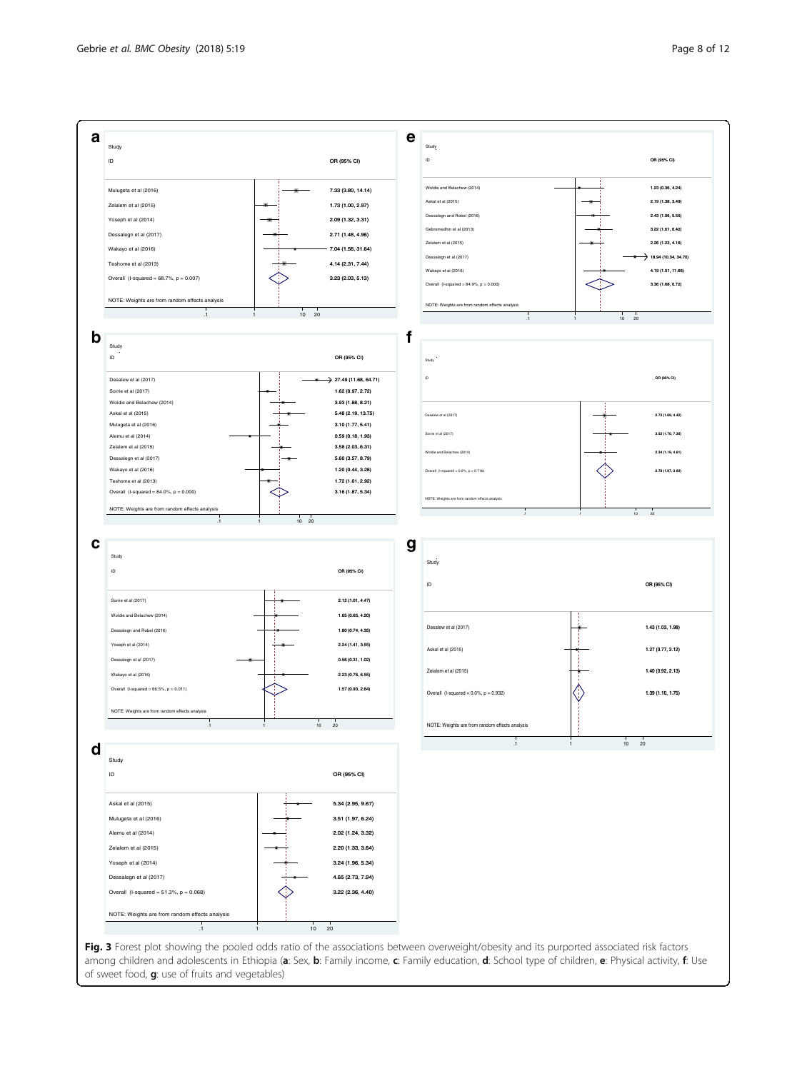**a**

| Study ID | OR (95% CI) |
| --- | --- |
| Mulugeta et al (2016) | 7.33 (3.80, 14.14) |
| Zelalem et al (2015) | 1.73 (1.00, 2.97) |
| Yoseph et al (2014) | 2.09 (1.32, 3.31) |
| Dessalegn et al (2017) | 2.71 (1.48, 4.96) |
| Wakayo et al (2016) | 7.04 (1.56, 31.64) |
| Teshome et al (2013) | 4.14 (2.31, 7.44) |
| Overall (I-squared = 68.7%, p = 0.007) | 3.23 (2.03, 5.13) |

NOTE: Weights are from random effects analysis

**b**

| Study ID | OR (95% CI) |
| --- | --- |
| Desalew et al (2017) | 27.49 (11.68, 64.71) |
| Sorrie et al (2017) | 1.62 (0.97, 2.72) |
| Woldie and Belachew (2014) | 3.93 (1.88, 8.21) |
| Askal et al (2015) | 5.48 (2.19, 13.75) |
| Mulugeta et al (2016) | 3.10 (1.77, 5.41) |
| Alemu et al (2014) | 0.59 (0.18, 1.93) |
| Zelalem et al (2015) | 3.58 (2.03, 6.31) |
| Dessalegn et al (2017) | 5.60 (3.57, 8.79) |
| Wakayo et al (2016) | 1.20 (0.44, 3.28) |
| Teshome et al (2013) | 1.72 (1.01, 2.92) |
| Overall (I-squared = 84.0%, p = 0.000) | 3.16 (1.87, 5.34) |

NOTE: Weights are from random effects analysis

**c**

| Study ID | OR (95% CI) |
| --- | --- |
| Sorrie et al (2017) | 2.12 (1.01, 4.47) |
| Woldie and Belachew (2014) | 1.65 (0.65, 4.20) |
| Dessalegn and Robel (2016) | 1.80 (0.74, 4.35) |
| Yoseph et al (2014) | 2.24 (1.41, 3.55) |
| Dessalegn et al (2017) | 0.56 (0.31, 1.02) |
| Wakayo et al (2016) | 2.23 (0.76, 6.55) |
| Overall (I-squared = 66.5%, p = 0.011) | 1.57 (0.93, 2.64) |

NOTE: Weights are from random effects analysis

**d**

| Study ID | OR (95% CI) |
| --- | --- |
| Askal et al (2015) | 5.34 (2.95, 9.67) |
| Mulugeta et al (2016) | 3.51 (1.97, 6.24) |
| Alemu et al (2014) | 2.02 (1.24, 3.32) |
| Zelalem et al (2015) | 2.20 (1.33, 3.64) |
| Yoseph et al (2014) | 3.24 (1.96, 5.34) |
| Dessalegn et al (2017) | 4.65 (2.73, 7.94) |
| Overall (I-squared = 51.3%, p = 0.068) | 3.22 (2.36, 4.40) |

NOTE: Weights are from random effects analysis

**e**

| Study ID | OR (95% CI) |
| --- | --- |
| Woldie and Belachew (2014) | 1.23 (0.36, 4.24) |
| Askal et al (2015) | 2.19 (1.38, 3.49) |
| Dessalegn and Robel (2016) | 2.43 (1.06, 5.55) |
| Gebremedhin et al (2013) | 3.22 (1.61, 6.42) |
| Zelalem et al (2015) | 2.26 (1.23, 4.16) |
| Dessalegn et al (2017) | 18.94 (10.34, 34.70) |
| Wakayo et al (2016) | 4.19 (1.51, 11.66) |
| Overall (I-squared = 84.9%, p = 0.000) | 3.36 (1.68, 6.72) |

NOTE: Weights are from random effects analysis

**f**

| Study ID | OR (95% CI) |
| --- | --- |
| Desalew et al (2017) | 2.73 (1.69, 4.42) |
| Sorrie et al (2017) | 3.52 (1.70, 7.30) |
| Woldie and Belachew (2014) | 2.34 (1.19, 4.61) |
| Overall (I-squared = 0.0%, p = 0.716) | 2.78 (1.97, 3.93) |

NOTE: Weights are from random effects analysis

**g**

| Study ID | OR (95% CI) |
| --- | --- |
| Desalew et al (2017) | 1.43 (1.03, 1.98) |
| Askal et al (2015) | 1.27 (0.77, 2.12) |
| Zelalem et al (2015) | 1.40 (0.92, 2.13) |
| Overall (I-squared = 0.0%, p = 0.932) | 1.39 (1.10, 1.75) |

NOTE: Weights are from random effects analysis

**Fig. 3** Forest plot showing the pooled odds ratio of the associations between overweight/obesity and its purported associated risk factors among children and adolescents in Ethiopia (**a**: Sex, **b**: Family income, **c**: Family education, **d**: School type of children, **e**: Physical activity, **f**: Use of sweet food, **g**: use of fruits and vegetables)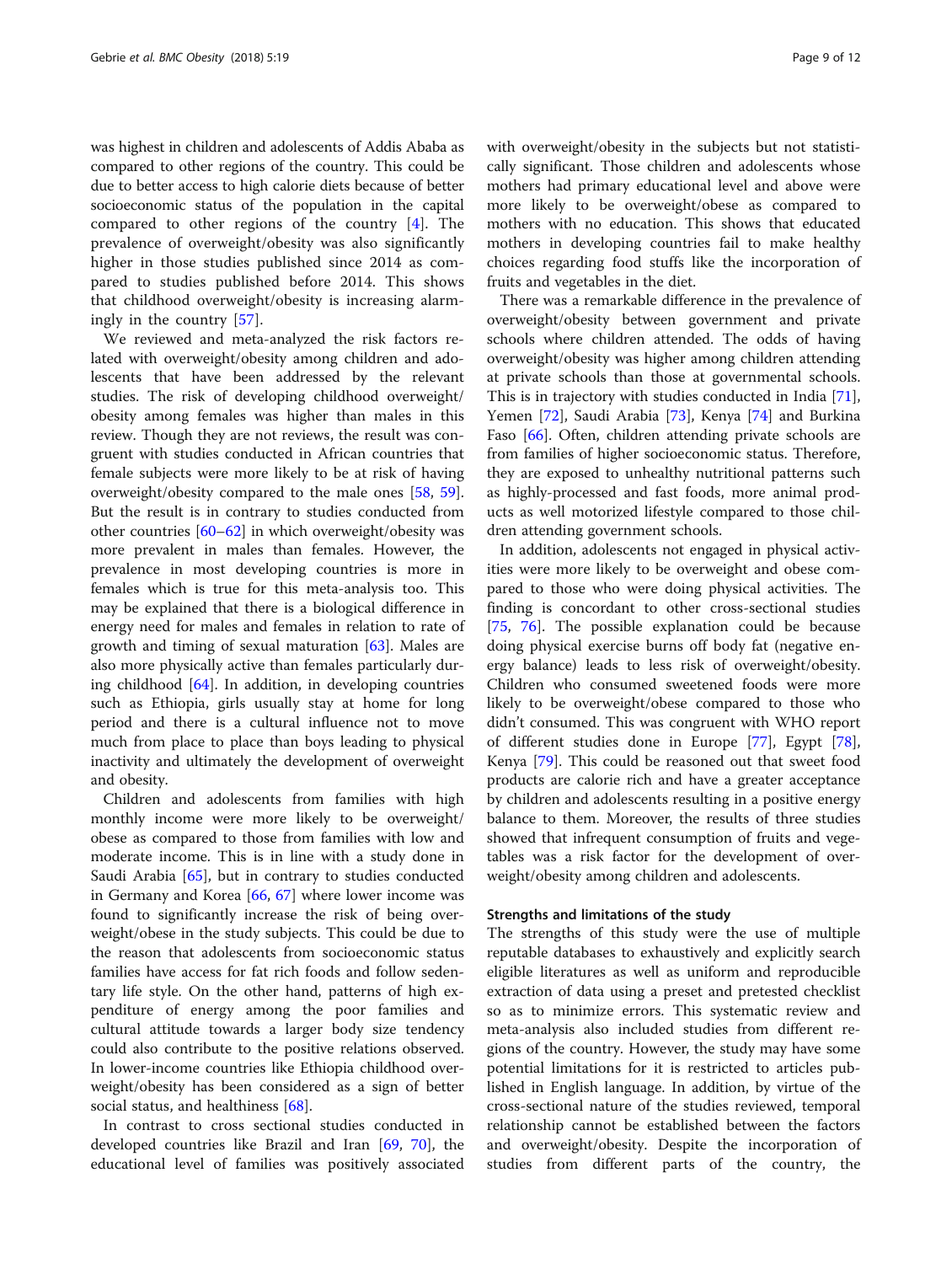was highest in children and adolescents of Addis Ababa as compared to other regions of the country. This could be due to better access to high calorie diets because of better socioeconomic status of the population in the capital compared to other regions of the country [4]. The prevalence of overweight/obesity was also significantly higher in those studies published since 2014 as compared to studies published before 2014. This shows that childhood overweight/obesity is increasing alarmingly in the country [57].

We reviewed and meta-analyzed the risk factors related with overweight/obesity among children and adolescents that have been addressed by the relevant studies. The risk of developing childhood overweight/obesity among females was higher than males in this review. Though they are not reviews, the result was congruent with studies conducted in African countries that female subjects were more likely to be at risk of having overweight/obesity compared to the male ones [58, 59]. But the result is in contrary to studies conducted from other countries [60–62] in which overweight/obesity was more prevalent in males than females. However, the prevalence in most developing countries is more in females which is true for this meta-analysis too. This may be explained that there is a biological difference in energy need for males and females in relation to rate of growth and timing of sexual maturation [63]. Males are also more physically active than females particularly during childhood [64]. In addition, in developing countries such as Ethiopia, girls usually stay at home for long period and there is a cultural influence not to move much from place to place than boys leading to physical inactivity and ultimately the development of overweight and obesity.

Children and adolescents from families with high monthly income were more likely to be overweight/obese as compared to those from families with low and moderate income. This is in line with a study done in Saudi Arabia [65], but in contrary to studies conducted in Germany and Korea [66, 67] where lower income was found to significantly increase the risk of being overweight/obese in the study subjects. This could be due to the reason that adolescents from socioeconomic status families have access for fat rich foods and follow sedentary life style. On the other hand, patterns of high expenditure of energy among the poor families and cultural attitude towards a larger body size tendency could also contribute to the positive relations observed. In lower-income countries like Ethiopia childhood overweight/obesity has been considered as a sign of better social status, and healthiness [68].

In contrast to cross sectional studies conducted in developed countries like Brazil and Iran [69, 70], the educational level of families was positively associated with overweight/obesity in the subjects but not statistically significant. Those children and adolescents whose mothers had primary educational level and above were more likely to be overweight/obese as compared to mothers with no education. This shows that educated mothers in developing countries fail to make healthy choices regarding food stuffs like the incorporation of fruits and vegetables in the diet.

There was a remarkable difference in the prevalence of overweight/obesity between government and private schools where children attended. The odds of having overweight/obesity was higher among children attending at private schools than those at governmental schools. This is in trajectory with studies conducted in India [71], Yemen [72], Saudi Arabia [73], Kenya [74] and Burkina Faso [66]. Often, children attending private schools are from families of higher socioeconomic status. Therefore, they are exposed to unhealthy nutritional patterns such as highly-processed and fast foods, more animal products as well motorized lifestyle compared to those children attending government schools.

In addition, adolescents not engaged in physical activities were more likely to be overweight and obese compared to those who were doing physical activities. The finding is concordant to other cross-sectional studies [75, 76]. The possible explanation could be because doing physical exercise burns off body fat (negative energy balance) leads to less risk of overweight/obesity. Children who consumed sweetened foods were more likely to be overweight/obese compared to those who didn't consumed. This was congruent with WHO report of different studies done in Europe [77], Egypt [78], Kenya [79]. This could be reasoned out that sweet food products are calorie rich and have a greater acceptance by children and adolescents resulting in a positive energy balance to them. Moreover, the results of three studies showed that infrequent consumption of fruits and vegetables was a risk factor for the development of overweight/obesity among children and adolescents.

### Strengths and limitations of the study

The strengths of this study were the use of multiple reputable databases to exhaustively and explicitly search eligible literatures as well as uniform and reproducible extraction of data using a preset and pretested checklist so as to minimize errors. This systematic review and meta-analysis also included studies from different regions of the country. However, the study may have some potential limitations for it is restricted to articles published in English language. In addition, by virtue of the cross-sectional nature of the studies reviewed, temporal relationship cannot be established between the factors and overweight/obesity. Despite the incorporation of studies from different parts of the country, the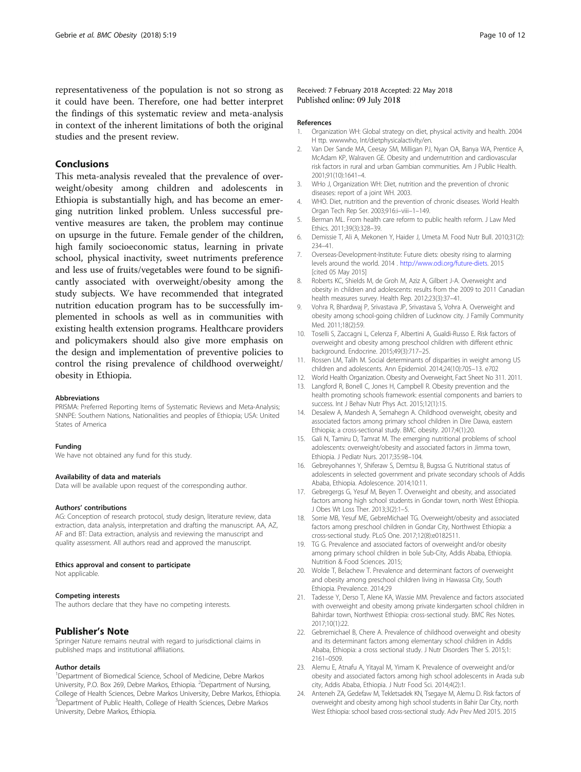representativeness of the population is not so strong as it could have been. Therefore, one had better interpret the findings of this systematic review and meta-analysis in context of the inherent limitations of both the original studies and the present review.

## Conclusions

This meta-analysis revealed that the prevalence of overweight/obesity among children and adolescents in Ethiopia is substantially high, and has become an emerging nutrition linked problem. Unless successful preventive measures are taken, the problem may continue on upsurge in the future. Female gender of the children, high family socioeconomic status, learning in private school, physical inactivity, sweet nutriments preference and less use of fruits/vegetables were found to be significantly associated with overweight/obesity among the study subjects. We have recommended that integrated nutrition education program has to be successfully implemented in schools as well as in communities with existing health extension programs. Healthcare providers and policymakers should also give more emphasis on the design and implementation of preventive policies to control the rising prevalence of childhood overweight/obesity in Ethiopia.

#### Abbreviations

PRISMA: Preferred Reporting Items of Systematic Reviews and Meta-Analysis; SNNPE: Southern Nations, Nationalities and peoples of Ethiopia; USA: United States of America

#### Funding

We have not obtained any fund for this study.

#### Availability of data and materials

Data will be available upon request of the corresponding author.

#### Authors' contributions

AG: Conception of research protocol, study design, literature review, data extraction, data analysis, interpretation and drafting the manuscript. AA, AZ, AF and BT: Data extraction, analysis and reviewing the manuscript and quality assessment. All authors read and approved the manuscript.

#### Ethics approval and consent to participate

Not applicable.

#### Competing interests

The authors declare that they have no competing interests.

## Publisher's Note

Springer Nature remains neutral with regard to jurisdictional claims in published maps and institutional affiliations.

#### Author details

[1]Department of Biomedical Science, School of Medicine, Debre Markos University, P.O. Box 269, Debre Markos, Ethiopia. [2]Department of Nursing, College of Health Sciences, Debre Markos University, Debre Markos, Ethiopia. [3]Department of Public Health, College of Health Sciences, Debre Markos University, Debre Markos, Ethiopia.

Received: 7 February 2018 Accepted: 22 May 2018
Published online: 09 July 2018

#### References

1. Organization WH: Global strategy on diet, physical activity and health. 2004 H ttp. wwwwho, Int/dietphysicalactivlty/en.
2. Van Der Sande MA, Ceesay SM, Milligan PJ, Nyan OA, Banya WA, Prentice A, McAdam KP, Walraven GE. Obesity and undernutrition and cardiovascular risk factors in rural and urban Gambian communities. Am J Public Health. 2001;91(10):1641–4.
3. WHo J, Organization WH: Diet, nutrition and the prevention of chronic diseases: report of a joint WH. 2003.
4. WHO. Diet, nutrition and the prevention of chronic diseases. World Health Organ Tech Rep Ser. 2003;916:i–viii–1–149.
5. Berman ML. From health care reform to public health reform. J Law Med Ethics. 2011;39(3):328–39.
6. Demissie T, Ali A, Mekonen Y, Haider J, Umeta M. Food Nutr Bull. 2010;31(2): 234–41.
7. Overseas-Development-Institute: Future diets: obesity rising to alarming levels around the world. 2014 . http://www.odi.org/future-diets. 2015 [cited 05 May 2015]
8. Roberts KC, Shields M, de Groh M, Aziz A, Gilbert J-A. Overweight and obesity in children and adolescents: results from the 2009 to 2011 Canadian health measures survey. Health Rep. 2012;23(3):37–41.
9. Vohra R, Bhardwaj P, Srivastava JP, Srivastava S, Vohra A. Overweight and obesity among school-going children of Lucknow city. J Family Community Med. 2011;18(2):59.
10. Toselli S, Zaccagni L, Celenza F, Albertini A, Gualdi-Russo E. Risk factors of overweight and obesity among preschool children with different ethnic background. Endocrine. 2015;49(3):717–25.
11. Rossen LM, Talih M. Social determinants of disparities in weight among US children and adolescents. Ann Epidemiol. 2014;24(10):705–13. e702
12. World Health Organization. Obesity and Overweight, Fact Sheet No 311. 2011.
13. Langford R, Bonell C, Jones H, Campbell R. Obesity prevention and the health promoting schools framework: essential components and barriers to success. Int J Behav Nutr Phys Act. 2015;12(1):15.
14. Desalew A, Mandesh A, Semahegn A. Childhood overweight, obesity and associated factors among primary school children in Dire Dawa, eastern Ethiopia; a cross-sectional study. BMC obesity. 2017;4(1):20.
15. Gali N, Tamiru D, Tamrat M. The emerging nutritional problems of school adolescents: overweight/obesity and associated factors in Jimma town, Ethiopia. J Pediatr Nurs. 2017;35:98–104.
16. Gebreyohannes Y, Shiferaw S, Demtsu B, Bugssa G. Nutritional status of adolescents in selected government and private secondary schools of Addis Ababa, Ethiopia. Adolescence. 2014;10:11.
17. Gebregergs G, Yesuf M, Beyen T. Overweight and obesity, and associated factors among high school students in Gondar town, north West Ethiopia. J Obes Wt Loss Ther. 2013;3(2):1–5.
18. Sorrie MB, Yesuf ME, GebreMichael TG. Overweight/obesity and associated factors among preschool children in Gondar City, Northwest Ethiopia: a cross-sectional study. PLoS One. 2017;12(8):e0182511.
19. TG G. Prevalence and associated factors of overweight and/or obesity among primary school children in bole Sub-City, Addis Ababa, Ethiopia. Nutrition & Food Sciences. 2015;
20. Wolde T, Belachew T. Prevalence and determinant factors of overweight and obesity among preschool children living in Hawassa City, South Ethiopia. Prevalence. 2014;29
21. Tadesse Y, Derso T, Alene KA, Wassie MM. Prevalence and factors associated with overweight and obesity among private kindergarten school children in Bahirdar town, Northwest Ethiopia: cross-sectional study. BMC Res Notes. 2017;10(1):22.
22. Gebremichael B, Chere A. Prevalence of childhood overweight and obesity and its determinant factors among elementary school children in Addis Ababa, Ethiopia: a cross sectional study. J Nutr Disorders Ther S. 2015;1: 2161–0509.
23. Alemu E, Atnafu A, Yitayal M, Yimam K. Prevalence of overweight and/or obesity and associated factors among high school adolescents in Arada sub city, Addis Ababa, Ethiopia. J Nutr Food Sci. 2014;4(2):1.
24. Anteneh ZA, Gedefaw M, Tekletsadek KN, Tsegaye M, Alemu D. Risk factors of overweight and obesity among high school students in Bahir Dar City, north West Ethiopia: school based cross-sectional study. Adv Prev Med 2015. 2015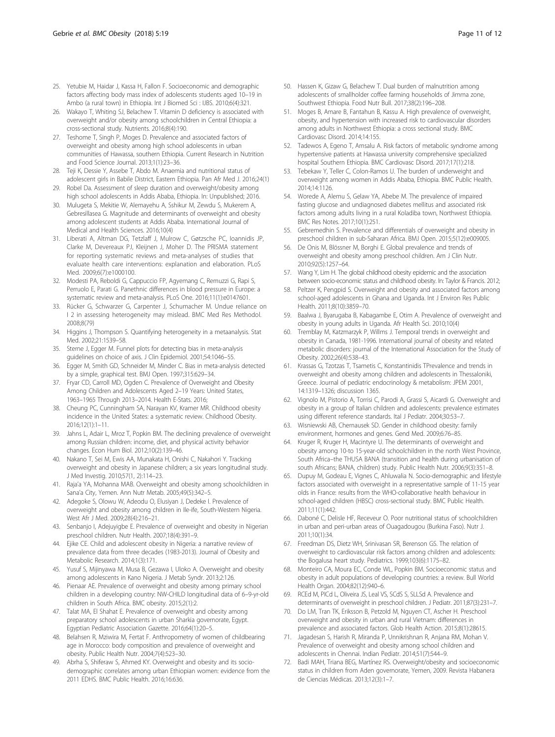25. Yetubie M, Haidar J, Kassa H, Fallon F. Socioeconomic and demographic factors affecting body mass index of adolescents students aged 10–19 in Ambo (a rural town) in Ethiopia. Int J Biomed Sci : IJBS. 2010;6(4):321.
26. Wakayo T, Whiting SJ, Belachew T. Vitamin D deficiency is associated with overweight and/or obesity among schoolchildren in Central Ethiopia: a cross-sectional study. Nutrients. 2016;8(4):190.
27. Teshome T, Singh P, Moges D. Prevalence and associated factors of overweight and obesity among high school adolescents in urban communities of Hawassa, southern Ethiopia. Current Research in Nutrition and Food Science Journal. 2013;1(1):23–36.
28. Teji K, Dessie Y, Assebe T, Abdo M. Anaemia and nutritional status of adolescent girls in Babile District, Eastern Ethiopia. Pan Afr Med J. 2016;24(1)
29. Robel Da. Assessment of sleep duration and overweight/obesity among high school adolescents in Addis Ababa, Ethiopia. In: Unpublished; 2016.
30. Mulugeta S, Mekitie W, Alemayehu A, Sshikur M, Zewdu S, Mukerem A, Gebresillasea G. Magnitude and determinants of overweight and obesity among adolescent students at Addis Ababa. International Journal of Medical and Health Sciences. 2016;10(4)
31. Liberati A, Altman DG, Tetzlaff J, Mulrow C, Gøtzsche PC, Ioannidis JP, Clarke M, Devereaux PJ, Kleijnen J, Moher D. The PRISMA statement for reporting systematic reviews and meta-analyses of studies that evaluate health care interventions: explanation and elaboration. PLoS Med. 2009;6(7):e1000100.
32. Modesti PA, Reboldi G, Cappuccio FP, Agyemang C, Remuzzi G, Rapi S, Perruolo E, Parati G. Panethnic differences in blood pressure in Europe: a systematic review and meta-analysis. PLoS One. 2016;11(1):e0147601.
33. Rücker G, Schwarzer G, Carpenter J, Schumacher M. Undue reliance on I 2 in assessing heterogeneity may mislead. BMC Med Res Methodol. 2008;8(79)
34. Higgins J, Thompson S. Quantifying heterogeneity in a metaanalysis. Stat Med. 2002;21:1539–58.
35. Sterne J, Egger M. Funnel plots for detecting bias in meta-analysis guidelines on choice of axis. J Clin Epidemiol. 2001;54:1046–55.
36. Egger M, Smith GD, Schneider M, Minder C. Bias in meta-analysis detected by a simple, graphical test. BMJ Open. 1997;315:629–34.
37. Fryar CD, Carroll MD, Ogden C. Prevalence of Overweight and Obesity Among Children and Adolescents Aged 2–19 Years: United States, 1963–1965 Through 2013–2014. Health E-Stats. 2016;
38. Cheung PC, Cunningham SA, Narayan KV, Kramer MR. Childhood obesity incidence in the United States: a systematic review. Childhood Obesity. 2016;12(1):1–11.
39. Jahns L, Adair L, Mroz T, Popkin BM. The declining prevalence of overweight among Russian children: income, diet, and physical activity behavior changes. Econ Hum Biol. 2012;10(2):139–46.
40. Nakano T, Sei M, Ewis AA, Munakata H, Onishi C, Nakahori Y. Tracking overweight and obesity in Japanese children; a six years longitudinal study. J Med Investig. 2010;57(1, 2):114–23.
41. Raja'a YA, Mohanna MAB. Overweight and obesity among schoolchildren in Sana'a City, Yemen. Ann Nutr Metab. 2005;49(5):342–5.
42. Adegoke S, Olowu W, Adeodu O, Elusiyan J, Dedeke I. Prevalence of overweight and obesity among children in Ile-ife, South-Western Nigeria. West Afr J Med. 2009;28(4):216–21.
43. Senbanjo I, Adejuyigbe E. Prevalence of overweight and obesity in Nigerian preschool children. Nutr Health. 2007;18(4):391–9.
44. Ejike CE. Child and adolescent obesity in Nigeria: a narrative review of prevalence data from three decades (1983-2013). Journal of Obesity and Metabolic Research. 2014;1(3):171.
45. Yusuf S, Mijinyawa M, Musa B, Gezawa I, Uloko A. Overweight and obesity among adolescents in Kano Nigeria. J Metab Syndr. 2013;2:126.
46. Pienaar AE. Prevalence of overweight and obesity among primary school children in a developing country: NW-CHILD longitudinal data of 6–9-yr-old children in South Africa. BMC obesity. 2015;2(1):2.
47. Talat MA, El Shahat E. Prevalence of overweight and obesity among preparatory school adolescents in urban Sharkia governorate, Egypt. Egyptian Pediatric Association Gazette. 2016;64(1):20–5.
48. Belahsen R, Mziwira M, Fertat F. Anthropometry of women of childbearing age in Morocco: body composition and prevalence of overweight and obesity. Public Health Nutr. 2004;7(4):523–30.
49. Abrha S, Shiferaw S, Ahmed KY. Overweight and obesity and its socio-demographic correlates among urban Ethiopian women: evidence from the 2011 EDHS. BMC Public Health. 2016;16:636.
50. Hassen K, Gizaw G, Belachew T. Dual burden of malnutrition among adolescents of smallholder coffee farming households of Jimma zone, Southwest Ethiopia. Food Nutr Bull. 2017;38(2):196–208.
51. Moges B, Amare B, Fantahun B, Kassu A. High prevalence of overweight, obesity, and hypertension with increased risk to cardiovascular disorders among adults in Northwest Ethiopia: a cross sectional study. BMC Cardiovasc Disord. 2014;14:155.
52. Tadewos A, Egeno T, Amsalu A. Risk factors of metabolic syndrome among hypertensive patients at Hawassa university comprehensive specialized hospital Southern Ethiopia. BMC Cardiovasc Disord. 2017;17(1):218.
53. Tebekaw Y, Teller C, Colon-Ramos U. The burden of underweight and overweight among women in Addis Ababa, Ethiopia. BMC Public Health. 2014;14:1126.
54. Worede A, Alemu S, Gelaw YA, Abebe M. The prevalence of impaired fasting glucose and undiagnosed diabetes mellitus and associated risk factors among adults living in a rural Koladiba town, Northwest Ethiopia. BMC Res Notes. 2017;10(1):251.
55. Gebremedhin S. Prevalence and differentials of overweight and obesity in preschool children in sub-Saharan Africa. BMJ Open. 2015;5(12):e009005.
56. De Onis M, Blössner M, Borghi E. Global prevalence and trends of overweight and obesity among preschool children. Am J Clin Nutr. 2010;92(5):1257–64.
57. Wang Y, Lim H. The global childhood obesity epidemic and the association between socio-economic status and childhood obesity. In: Taylor & Francis. 2012;
58. Peltzer K, Pengpid S. Overweight and obesity and associated factors among school-aged adolescents in Ghana and Uganda. Int J Environ Res Public Health. 2011;8(10):3859–70.
59. Baalwa J, Byarugaba B, Kabagambe E, Otim A. Prevalence of overweight and obesity in young adults in Uganda. Afr Health Sci. 2010;10(4)
60. Tremblay M, Katzmarzyk P, Willms J. Temporal trends in overweight and obesity in Canada, 1981-1996. International journal of obesity and related metabolic disorders: journal of the International Association for the Study of Obesity. 2002;26(4):538–43.
61. Krassas G, Tzotzas T, Tsametis C, Konstantinidis TPrevalence and trends in overweight and obesity among children and adolescents in Thessaloniki, Greece. Journal of pediatric endocrinology & metabolism: JPEM 2001, 14:1319–1326; discussion 1365.
62. Vignolo M, Pistorio A, Torrisi C, Parodi A, Grassi S, Aicardi G. Overweight and obesity in a group of Italian children and adolescents: prevalence estimates using different reference standards. Ital J Pediatr. 2004;30:53–7.
63. Wisniewski AB, Chernausek SD. Gender in childhood obesity: family environment, hormones and genes. Gend Med. 2009;6:76–85.
64. Kruger R, Kruger H, Macintyre U. The determinants of overweight and obesity among 10-to 15-year-old schoolchildren in the north West Province, South Africa–the THUSA BANA (transition and health during urbanisation of south Africans; BANA, children) study. Public Health Nutr. 2006;9(3):351–8.
65. Dupuy M, Godeau E, Vignes C, Ahluwalia N. Socio-demographic and lifestyle factors associated with overweight in a representative sample of 11-15 year olds in France: results from the WHO-collaborative health behaviour in school-aged children (HBSC) cross-sectional study. BMC Public Health. 2011;11(1):442.
66. Daboné C, Delisle HF, Receveur O. Poor nutritional status of schoolchildren in urban and peri-urban areas of Ouagadougou (Burkina Faso). Nutr J. 2011;10(1:34.
67. Freedman DS, Dietz WH, Srinivasan SR, Berenson GS. The relation of overweight to cardiovascular risk factors among children and adolescents: the Bogalusa heart study. Pediatrics. 1999;103(6):1175–82.
68. Monteiro CA, Moura EC, Conde WL, Popkin BM. Socioeconomic status and obesity in adult populations of developing countries: a review. Bull World Health Organ. 2004;82(12):940–6.
69. RCEd M, PICd L, Oliveira JS, Leal VS, SCdS S, SLLSd A. Prevalence and determinants of overweight in preschool children. J Pediatr. 2011;87(3):231–7.
70. Do LM, Tran TK, Eriksson B, Petzold M, Nguyen CT, Ascher H. Preschool overweight and obesity in urban and rural Vietnam: differences in prevalence and associated factors. Glob Health Action. 2015;8(1):28615.
71. Jagadesan S, Harish R, Miranda P, Unnikrishnan R, Anjana RM, Mohan V. Prevalence of overweight and obesity among school children and adolescents in Chennai. Indian Pediatr. 2014;51(7):544–9.
72. Badi MAH, Triana BEG, Martínez RS. Overweight/obesity and socioeconomic status in children from Aden governorate, Yemen, 2009. Revista Habanera de Ciencias Médicas. 2013;12(3):1–7.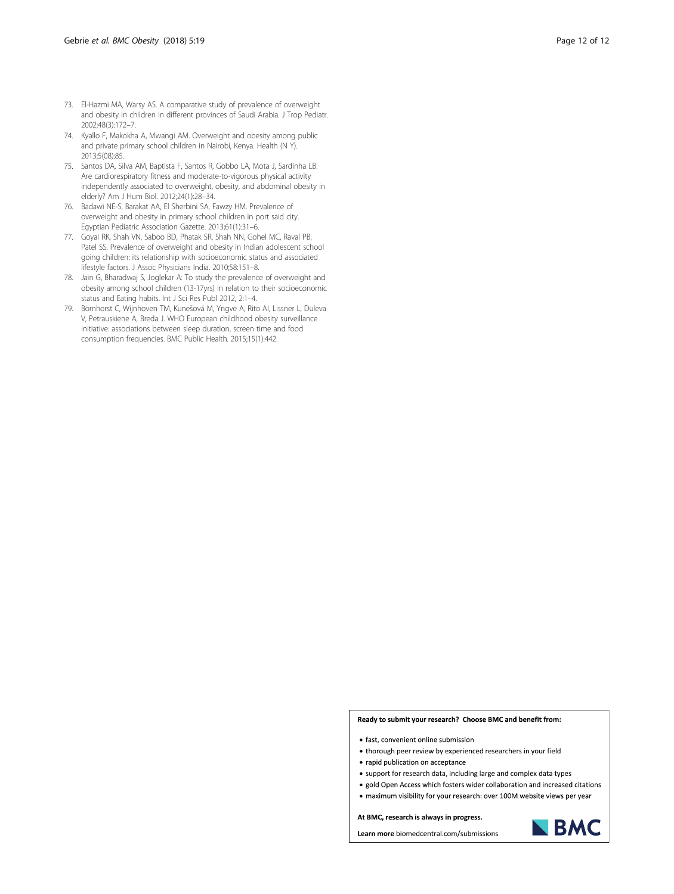73. El-Hazmi MA, Warsy AS. A comparative study of prevalence of overweight and obesity in children in different provinces of Saudi Arabia. J Trop Pediatr. 2002;48(3):172–7.
74. Kyallo F, Makokha A, Mwangi AM. Overweight and obesity among public and private primary school children in Nairobi, Kenya. Health (N Y). 2013;5(08):85.
75. Santos DA, Silva AM, Baptista F, Santos R, Gobbo LA, Mota J, Sardinha LB. Are cardiorespiratory fitness and moderate-to-vigorous physical activity independently associated to overweight, obesity, and abdominal obesity in elderly? Am J Hum Biol. 2012;24(1):28–34.
76. Badawi NE-S, Barakat AA, El Sherbini SA, Fawzy HM. Prevalence of overweight and obesity in primary school children in port said city. Egyptian Pediatric Association Gazette. 2013;61(1):31–6.
77. Goyal RK, Shah VN, Saboo BD, Phatak SR, Shah NN, Gohel MC, Raval PB, Patel SS. Prevalence of overweight and obesity in Indian adolescent school going children: its relationship with socioeconomic status and associated lifestyle factors. J Assoc Physicians India. 2010;58:151–8.
78. Jain G, Bharadwaj S, Joglekar A: To study the prevalence of overweight and obesity among school children (13-17yrs) in relation to their socioeconomic status and Eating habits. Int J Sci Res Publ 2012, 2:1–4.
79. Börnhorst C, Wijnhoven TM, Kunešová M, Yngve A, Rito AI, Lissner L, Duleva V, Petrauskiene A, Breda J. WHO European childhood obesity surveillance initiative: associations between sleep duration, screen time and food consumption frequencies. BMC Public Health. 2015;15(1):442.

**Ready to submit your research? Choose BMC and benefit from:**

- fast, convenient online submission
- thorough peer review by experienced researchers in your field
- rapid publication on acceptance
- support for research data, including large and complex data types
- gold Open Access which fosters wider collaboration and increased citations
- maximum visibility for your research: over 100M website views per year

**At BMC, research is always in progress.**

**Learn more** biomedcentral.com/submissions

BMC